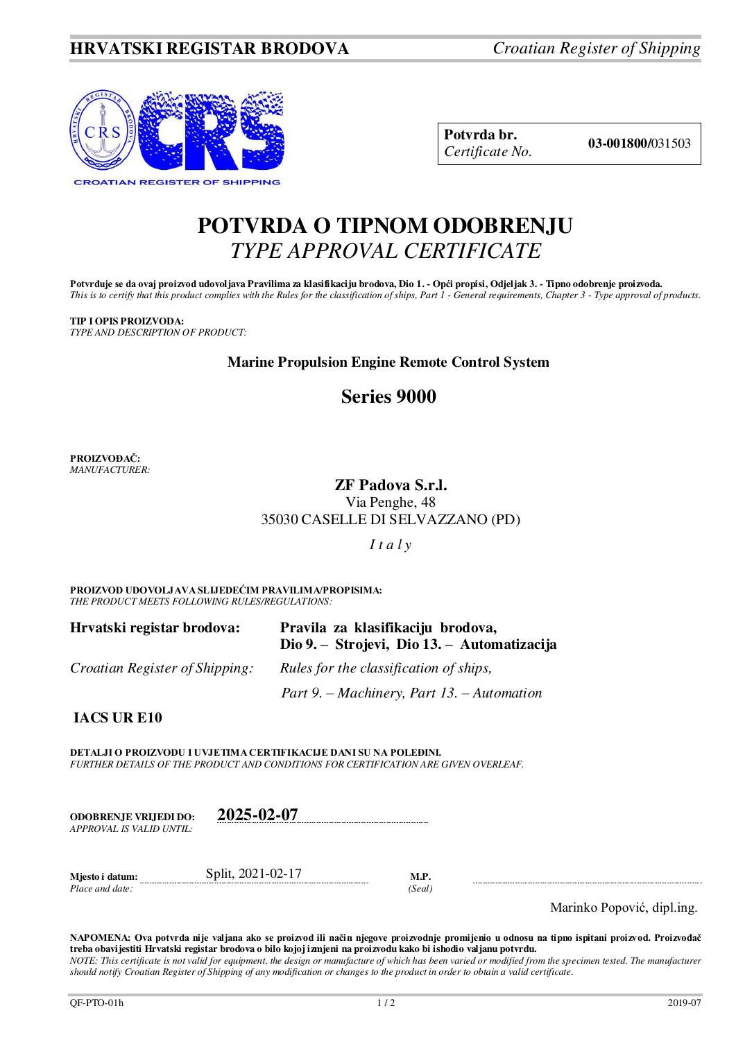**HRVATSKI REGISTAR BRODOVA** *Croatian Register of Shipping*

CROATIAN REGISTER OF SHIPPING

| **Potvrda br.** *Certificate No.* | **03-001800/**031503 |
|---|---|

# POTVRDA O TIPNOM ODOBRENJU
## *TYPE APPROVAL CERTIFICATE*

**Potvrđuje se da ovaj proizvod udovoljava Pravilima za klasifikaciju brodova, Dio 1. - Opći propisi, Odjeljak 3. - Tipno odobrenje proizvoda.**
*This is to certify that this product complies with the Rules for the classification of ships, Part 1 - General requirements, Chapter 3 - Type approval of products.*

**TIP I OPIS PROIZVODA:**
*TYPE AND DESCRIPTION OF PRODUCT:*

**Marine Propulsion Engine Remote Control System**

**Series 9000**

**PROIZVOĐAČ:**
*MANUFACTURER:*

**ZF Padova S.r.l.**
Via Penghe, 48
35030 CASELLE DI SELVAZZANO (PD)

*I t a l y*

**PROIZVOD UDOVOLJAVA SLIJEDEĆIM PRAVILIMA/PROPISIMA:**
*THE PRODUCT MEETS FOLLOWING RULES/REGULATIONS:*

| | |
|---|---|
| **Hrvatski registar brodova:** | **Pravila za klasifikaciju brodova, Dio 9. – Strojevi, Dio 13. – Automatizacija** |
| *Croatian Register of Shipping:* | *Rules for the classification of ships, Part 9. – Machinery, Part 13. – Automation* |

**IACS UR E10**

**DETALJI O PROIZVODU I UVJETIMA CERTIFIKACIJE DANI SU NA POLEĐINI.**
*FURTHER DETAILS OF THE PRODUCT AND CONDITIONS FOR CERTIFICATION ARE GIVEN OVERLEAF.*

**ODOBRENJE VRIJEDI DO:** *APPROVAL IS VALID UNTIL:* **2025-02-07**

**Mjesto i datum:** *Place and date:* Split, 2021-02-17

**M.P.** *(Seal)*

Marinko Popović, dipl.ing.

**NAPOMENA: Ova potvrda nije valjana ako se proizvod ili način njegove proizvodnje promijenio u odnosu na tipno ispitani proizvod. Proizvođač treba obavijestiti Hrvatski registar brodova o bilo kojoj izmjeni na proizvodu kako bi ishodio valjanu potvrdu.**
*NOTE: This certificate is not valid for equipment, the design or manufacture of which has been varied or modified from the specimen tested. The manufacturer should notify Croatian Register of Shipping of any modification or changes to the product in order to obtain a valid certificate.*

QF-PTO-01h 2019-07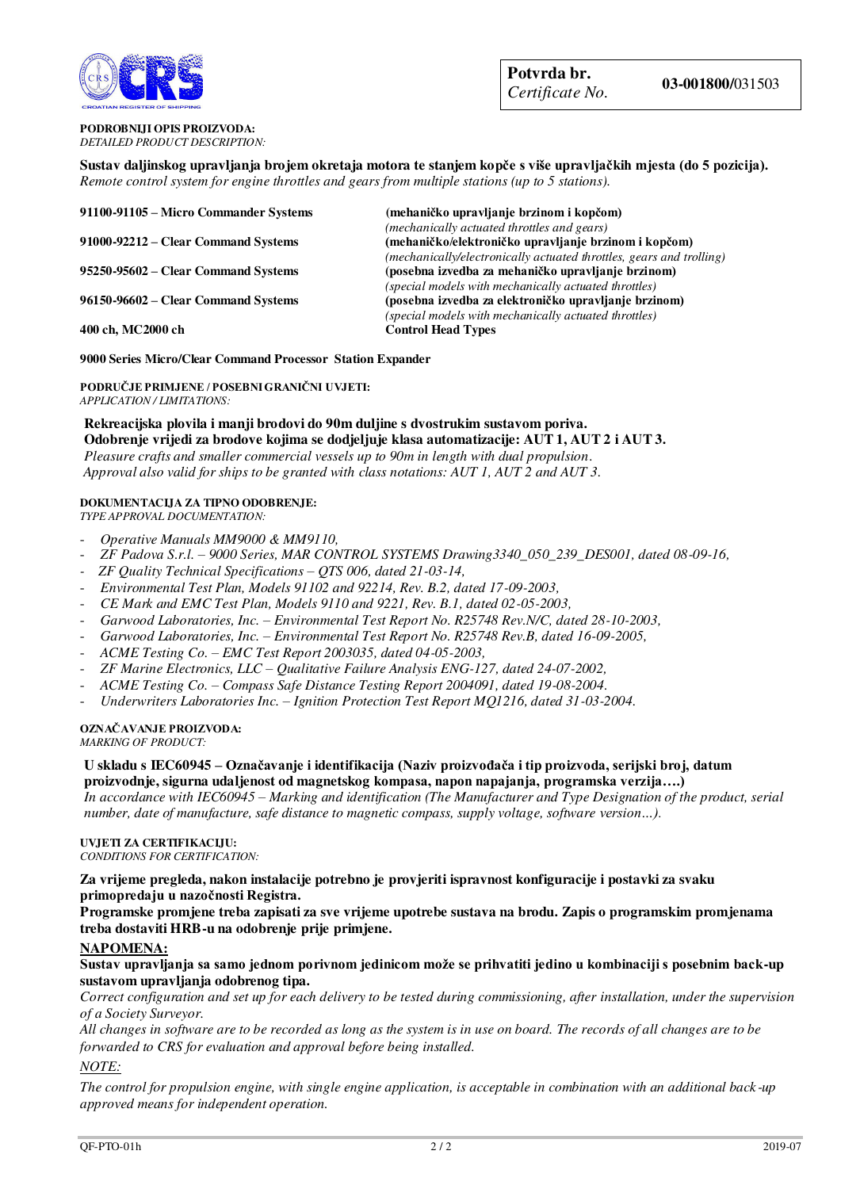**Potvrda br.** *Certificate No.* **03-001800/**031503

**PODROBNIJI OPIS PROIZVODA:**
*DETAILED PRODUCT DESCRIPTION:*

**Sustav daljinskog upravljanja brojem okretaja motora te stanjem kopče s više upravljačkih mjesta (do 5 pozicija).**
*Remote control system for engine throttles and gears from multiple stations (up to 5 stations).*

| | |
|---|---|
| **91100-91105 – Micro Commander Systems** | **(mehaničko upravljanje brzinom i kopčom)** *(mechanically actuated throttles and gears)* |
| **91000-92212 – Clear Command Systems** | **(mehaničko/elektroničko upravljanje brzinom i kopčom)** *(mechanically/electronically actuated throttles, gears and trolling)* |
| **95250-95602 – Clear Command Systems** | **(posebna izvedba za mehaničko upravljanje brzinom)** *(special models with mechanically actuated throttles)* |
| **96150-96602 – Clear Command Systems** | **(posebna izvedba za elektroničko upravljanje brzinom)** *(special models with mechanically actuated throttles)* |
| **400 ch, MC2000 ch** | **Control Head Types** |

**9000 Series Micro/Clear Command Processor Station Expander**

**PODRUČJE PRIMJENE / POSEBNI GRANIČNI UVJETI:**
*APPLICATION / LIMITATIONS:*

**Rekreacijska plovila i manji brodovi do 90m duljine s dvostrukim sustavom poriva.**
**Odobrenje vrijedi za brodove kojima se dodjeljuje klasa automatizacije: AUT 1, AUT 2 i AUT 3.**
*Pleasure crafts and smaller commercial vessels up to 90m in length with dual propulsion.*
*Approval also valid for ships to be granted with class notations: AUT 1, AUT 2 and AUT 3.*

**DOKUMENTACIJA ZA TIPNO ODOBRENJE:**
*TYPE APPROVAL DOCUMENTATION:*

- *Operative Manuals MM9000 & MM9110,*
- *ZF Padova S.r.l. – 9000 Series, MAR CONTROL SYSTEMS Drawing3340_050_239_DES001, dated 08-09-16,*
- *ZF Quality Technical Specifications – QTS 006, dated 21-03-14,*
- *Environmental Test Plan, Models 91102 and 92214, Rev. B.2, dated 17-09-2003,*
- *CE Mark and EMC Test Plan, Models 9110 and 9221, Rev. B.1, dated 02-05-2003,*
- *Garwood Laboratories, Inc. – Environmental Test Report No. R25748 Rev.N/C, dated 28-10-2003,*
- *Garwood Laboratories, Inc. – Environmental Test Report No. R25748 Rev.B, dated 16-09-2005,*
- *ACME Testing Co. – EMC Test Report 2003035, dated 04-05-2003,*
- *ZF Marine Electronics, LLC – Qualitative Failure Analysis ENG-127, dated 24-07-2002,*
- *ACME Testing Co. – Compass Safe Distance Testing Report 2004091, dated 19-08-2004.*
- *Underwriters Laboratories Inc. – Ignition Protection Test Report MQ1216, dated 31-03-2004.*

**OZNAČAVANJE PROIZVODA:**
*MARKING OF PRODUCT:*

**U skladu s IEC60945 – Označavanje i identifikacija (Naziv proizvođača i tip proizvoda, serijski broj, datum proizvodnje, sigurna udaljenost od magnetskog kompasa, napon napajanja, programska verzija….)**
*In accordance with IEC60945 – Marking and identification (The Manufacturer and Type Designation of the product, serial number, date of manufacture, safe distance to magnetic compass, supply voltage, software version…).*

**UVJETI ZA CERTIFIKACIJU:**
*CONDITIONS FOR CERTIFICATION:*

**Za vrijeme pregleda, nakon instalacije potrebno je provjeriti ispravnost konfiguracije i postavki za svaku primopredaju u nazočnosti Registra.**
**Promgramske promjene treba zapisati za sve vrijeme upotrebe sustava na brodu. Zapis o programskim promjenama treba dostaviti HRB-u na odobrenje prije primjene.**

**<u>NAPOMENA:</u>**
**Sustav upravljanja sa samo jednom porivnom jedinicom može se prihvatiti jedino u kombinaciji s posebnim back-up sustavom upravljanja odobrenog tipa.**

*Correct configuration and set up for each delivery to be tested during commissioning, after installation, under the supervision of a Society Surveyor.*
*All changes in software are to be recorded as long as the system is in use on board. The records of all changes are to be forwarded to CRS for evaluation and approval before being installed.*

*<u>NOTE:</u>*
*The control for propulsion engine, with single engine application, is acceptable in combination with an additional back-up approved means for independent operation.*